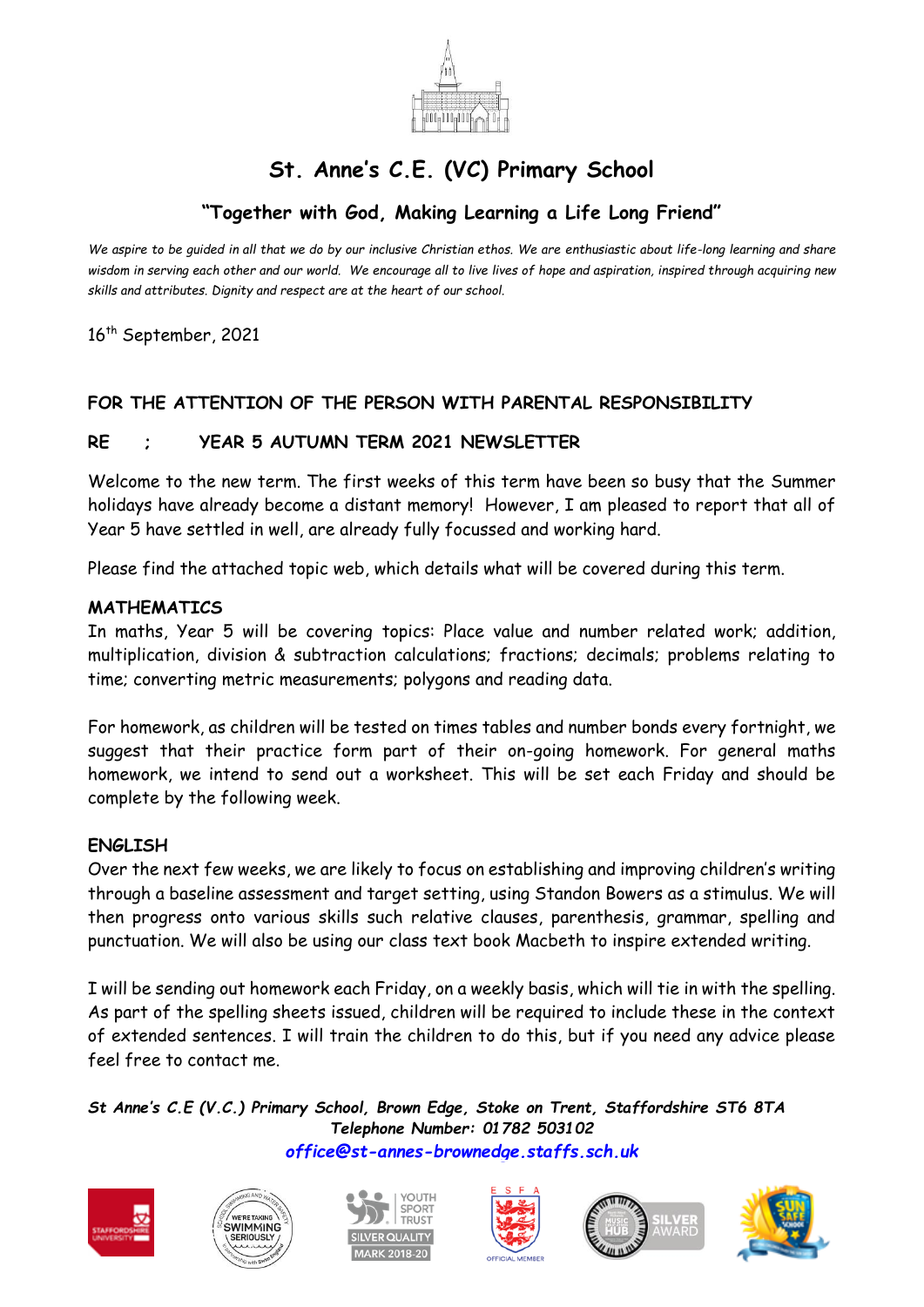# St. Anne's C.E. (VC) Primary School

## "Together with God, Making Learning a Life Long Friend"

*We aspire to be guided in all that we do by our inclusive Christian ethos. We are enthusiastic about life-long learning and share wisdom in serving each other and our world. We encourage all to live lives of hope and aspiration, inspired through acquiring new skills and attributes. Dignity and respect are at the heart of our school.*

16th September, 2021

**FOR THE ATTENTION OF THE PERSON WITH PARENTAL RESPONSIBILITY**

**RE : YEAR 5 AUTUMN TERM 2021 NEWSLETTER**

Welcome to the new term. The first weeks of this term have been so busy that the Summer holidays have already become a distant memory! However, I am pleased to report that all of Year 5 have settled in well, are already fully focussed and working hard.

Please find the attached topic web, which details what will be covered during this term.

**MATHEMATICS**

In maths, Year 5 will be covering topics: Place value and number related work; addition, multiplication, division & subtraction calculations; fractions; decimals; problems relating to time; converting metric measurements; polygons and reading data.

For homework, as children will be tested on times tables and number bonds every fortnight, we suggest that their practice form part of their on-going homework. For general maths homework, we intend to send out a worksheet. This will be set each Friday and should be complete by the following week.

**ENGLISH**

Over the next few weeks, we are likely to focus on establishing and improving children's writing through a baseline assessment and target setting, using Standon Bowers as a stimulus. We will then progress onto various skills such relative clauses, parenthesis, grammar, spelling and punctuation. We will also be using our class text book Macbeth to inspire extended writing.

I will be sending out homework each Friday, on a weekly basis, which will tie in with the spelling. As part of the spelling sheets issued, children will be required to include these in the context of extended sentences. I will train the children to do this, but if you need any advice please feel free to contact me.

***St Anne's C.E (V.C.) Primary School, Brown Edge, Stoke on Trent, Staffordshire ST6 8TA***
***Telephone Number: 01782 503102***
***office@st-annes-brownedge.staffs.sch.uk***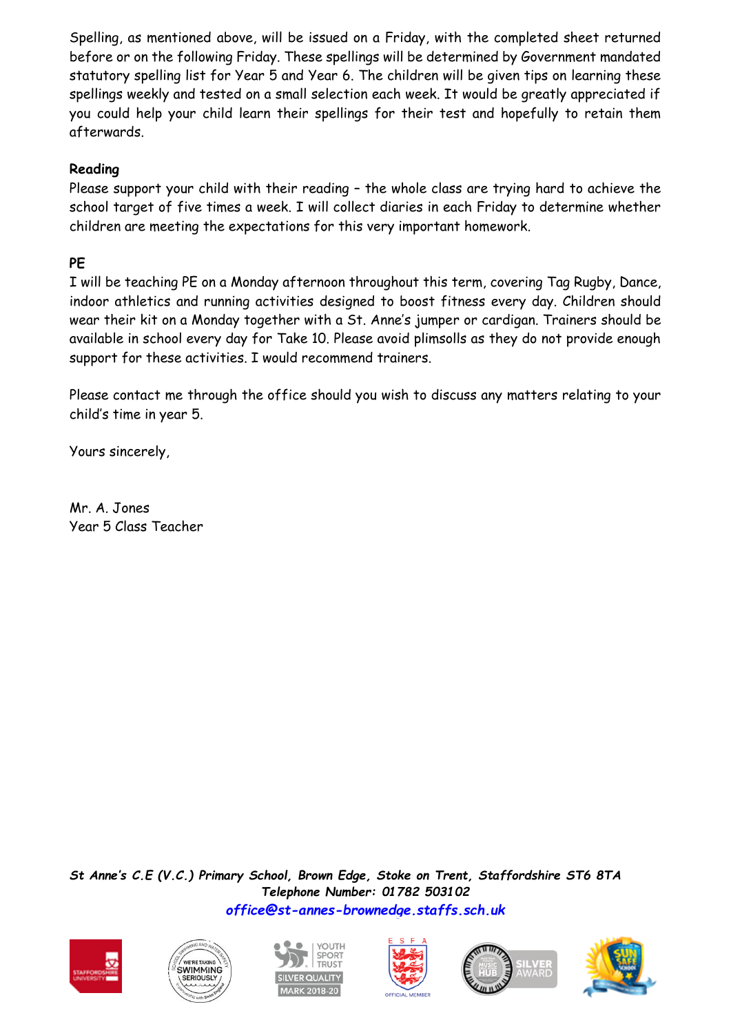Spelling, as mentioned above, will be issued on a Friday, with the completed sheet returned before or on the following Friday. These spellings will be determined by Government mandated statutory spelling list for Year 5 and Year 6. The children will be given tips on learning these spellings weekly and tested on a small selection each week. It would be greatly appreciated if you could help your child learn their spellings for their test and hopefully to retain them afterwards.

**Reading**

Please support your child with their reading – the whole class are trying hard to achieve the school target of five times a week. I will collect diaries in each Friday to determine whether children are meeting the expectations for this very important homework.

**PE**

I will be teaching PE on a Monday afternoon throughout this term, covering Tag Rugby, Dance, indoor athletics and running activities designed to boost fitness every day. Children should wear their kit on a Monday together with a St. Anne's jumper or cardigan. Trainers should be available in school every day for Take 10. Please avoid plimsolls as they do not provide enough support for these activities. I would recommend trainers.

Please contact me through the office should you wish to discuss any matters relating to your child's time in year 5.

Yours sincerely,

Mr. A. Jones
Year 5 Class Teacher

***St Anne's C.E (V.C.) Primary School, Brown Edge, Stoke on Trent, Staffordshire ST6 8TA***
***Telephone Number: 01782 503102***
***office@st-annes-brownedge.staffs.sch.uk***